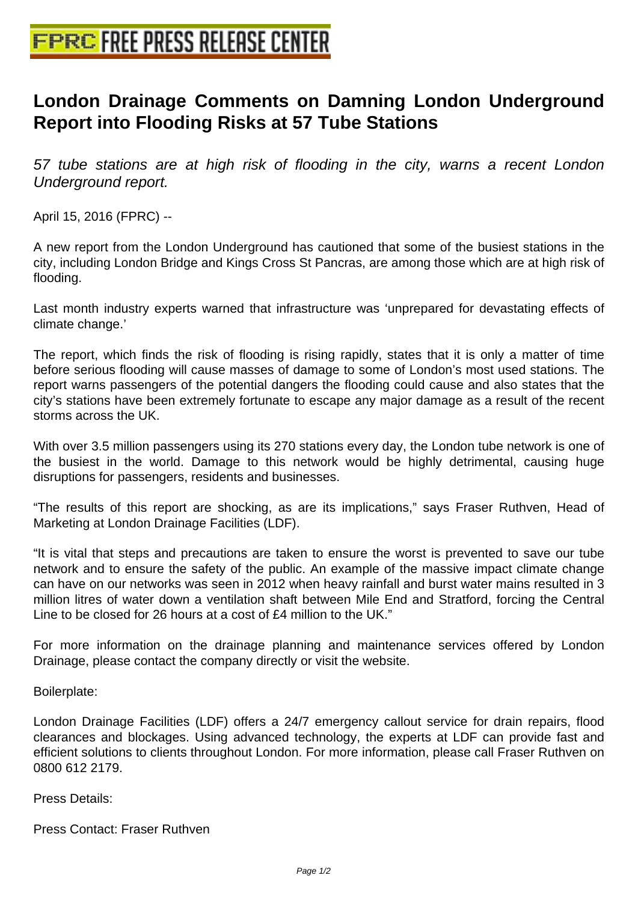# London Drainage Comments on Damning London Underground Report into Flooding Risks at 57 Tube Stations

*57 tube stations are at high risk of flooding in the city, warns a recent London Underground report.*

April 15, 2016 (FPRC) --

A new report from the London Underground has cautioned that some of the busiest stations in the city, including London Bridge and Kings Cross St Pancras, are among those which are at high risk of flooding.

Last month industry experts warned that infrastructure was 'unprepared for devastating effects of climate change.'

The report, which finds the risk of flooding is rising rapidly, states that it is only a matter of time before serious flooding will cause masses of damage to some of London's most used stations. The report warns passengers of the potential dangers the flooding could cause and also states that the city's stations have been extremely fortunate to escape any major damage as a result of the recent storms across the UK.

With over 3.5 million passengers using its 270 stations every day, the London tube network is one of the busiest in the world. Damage to this network would be highly detrimental, causing huge disruptions for passengers, residents and businesses.

"The results of this report are shocking, as are its implications," says Fraser Ruthven, Head of Marketing at London Drainage Facilities (LDF).

"It is vital that steps and precautions are taken to ensure the worst is prevented to save our tube network and to ensure the safety of the public. An example of the massive impact climate change can have on our networks was seen in 2012 when heavy rainfall and burst water mains resulted in 3 million litres of water down a ventilation shaft between Mile End and Stratford, forcing the Central Line to be closed for 26 hours at a cost of £4 million to the UK."

For more information on the drainage planning and maintenance services offered by London Drainage, please contact the company directly or visit the website.

Boilerplate:

London Drainage Facilities (LDF) offers a 24/7 emergency callout service for drain repairs, flood clearances and blockages. Using advanced technology, the experts at LDF can provide fast and efficient solutions to clients throughout London. For more information, please call Fraser Ruthven on 0800 612 2179.

Press Details:

Press Contact: Fraser Ruthven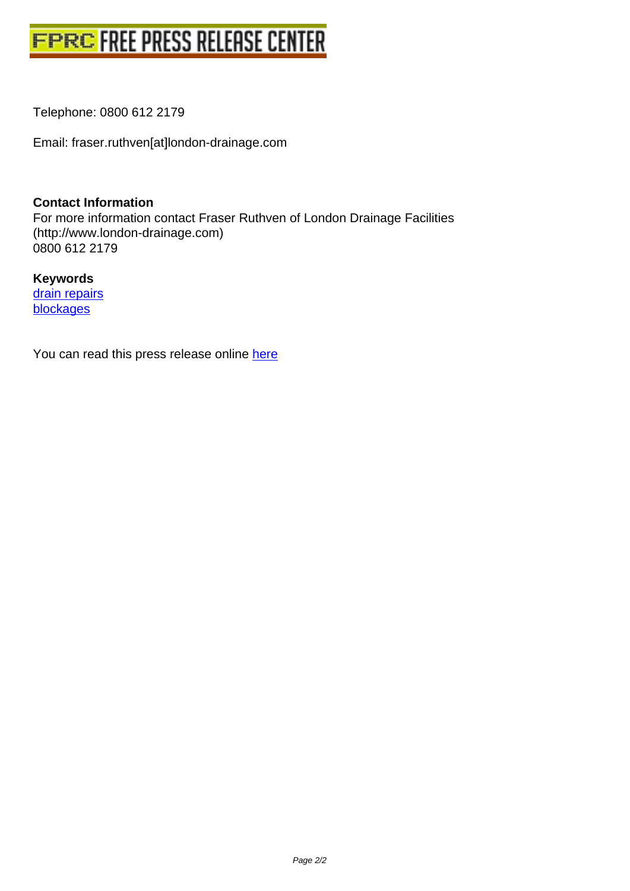Telephone: 0800 612 2179

Email: fraser.ruthven[at]london-drainage.com

**Contact Information**
For more information contact Fraser Ruthven of London Drainage Facilities (http://www.london-drainage.com)
0800 612 2179

**Keywords**
drain repairs
blockages

You can read this press release online here